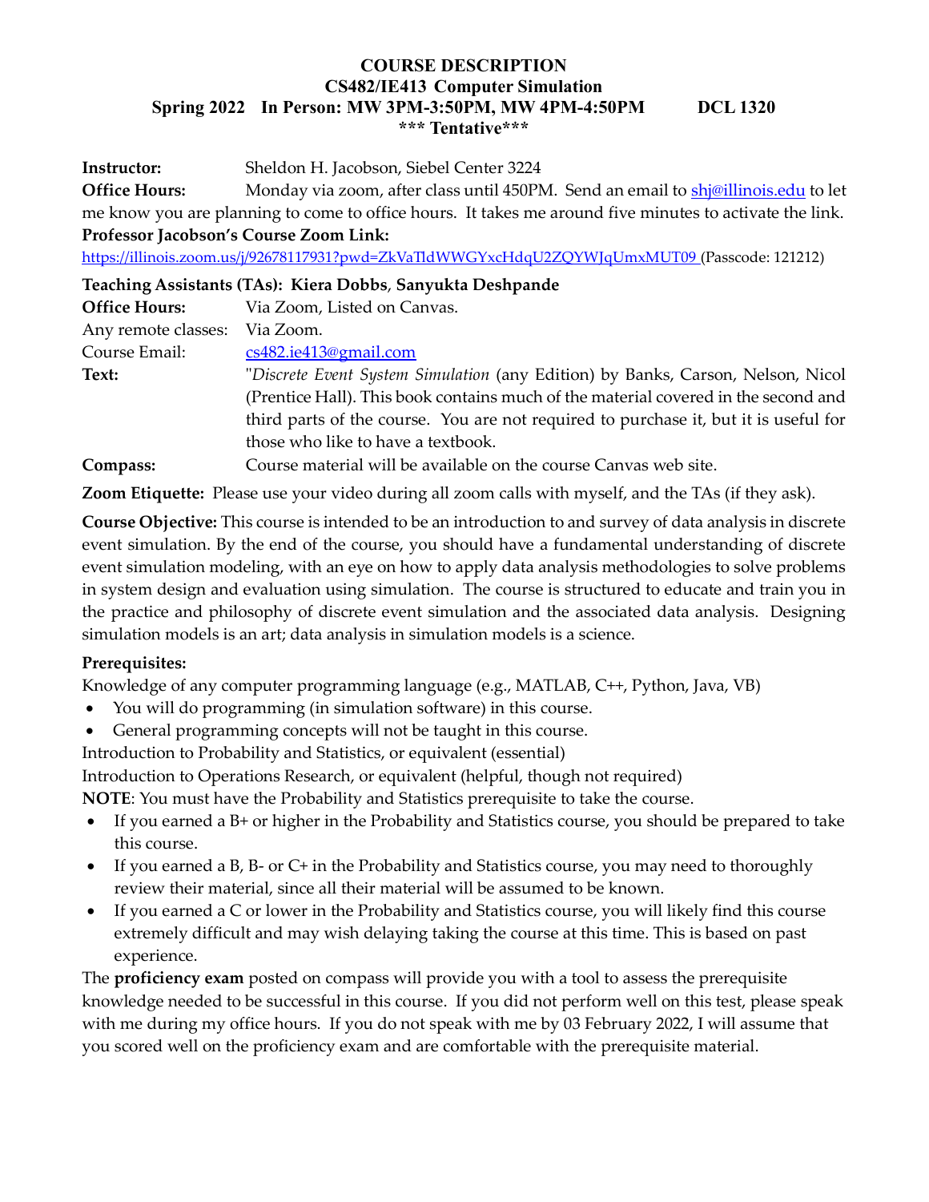# COURSE DESCRIPTION
## CS482/IE413 Computer Simulation
### Spring 2022 In Person: MW 3PM-3:50PM, MW 4PM-4:50PM DCL 1320
### \*\*\* Tentative\*\*\*

**Instructor:** Sheldon H. Jacobson, Siebel Center 3224

**Office Hours:** Monday via zoom, after class until 450PM. Send an email to shj@illinois.edu to let me know you are planning to come to office hours. It takes me around five minutes to activate the link.

**Professor Jacobson's Course Zoom Link:**
https://illinois.zoom.us/j/92678117931?pwd=ZkVaTldWWGYxcHdqU2ZQYWJqUmxMUT09 (Passcode: 121212)

**Teaching Assistants (TAs): Kiera Dobbs**, **Sanyukta Deshpande**

**Office Hours:** Via Zoom, Listed on Canvas.

Any remote classes: Via Zoom.

Course Email: cs482.ie413@gmail.com

**Text:** "*Discrete Event System Simulation* (any Edition) by Banks, Carson, Nelson, Nicol (Prentice Hall). This book contains much of the material covered in the second and third parts of the course. You are not required to purchase it, but it is useful for those who like to have a textbook.

**Compass:** Course material will be available on the course Canvas web site.

**Zoom Etiquette:** Please use your video during all zoom calls with myself, and the TAs (if they ask).

**Course Objective:** This course is intended to be an introduction to and survey of data analysis in discrete event simulation. By the end of the course, you should have a fundamental understanding of discrete event simulation modeling, with an eye on how to apply data analysis methodologies to solve problems in system design and evaluation using simulation. The course is structured to educate and train you in the practice and philosophy of discrete event simulation and the associated data analysis. Designing simulation models is an art; data analysis in simulation models is a science.

**Prerequisites:**

Knowledge of any computer programming language (e.g., MATLAB, C++, Python, Java, VB)

- You will do programming (in simulation software) in this course.
- General programming concepts will not be taught in this course.

Introduction to Probability and Statistics, or equivalent (essential)

Introduction to Operations Research, or equivalent (helpful, though not required)

**NOTE**: You must have the Probability and Statistics prerequisite to take the course.

- If you earned a B+ or higher in the Probability and Statistics course, you should be prepared to take this course.
- If you earned a B, B- or C+ in the Probability and Statistics course, you may need to thoroughly review their material, since all their material will be assumed to be known.
- If you earned a C or lower in the Probability and Statistics course, you will likely find this course extremely difficult and may wish delaying taking the course at this time. This is based on past experience.

The **proficiency exam** posted on compass will provide you with a tool to assess the prerequisite knowledge needed to be successful in this course. If you did not perform well on this test, please speak with me during my office hours. If you do not speak with me by 03 February 2022, I will assume that you scored well on the proficiency exam and are comfortable with the prerequisite material.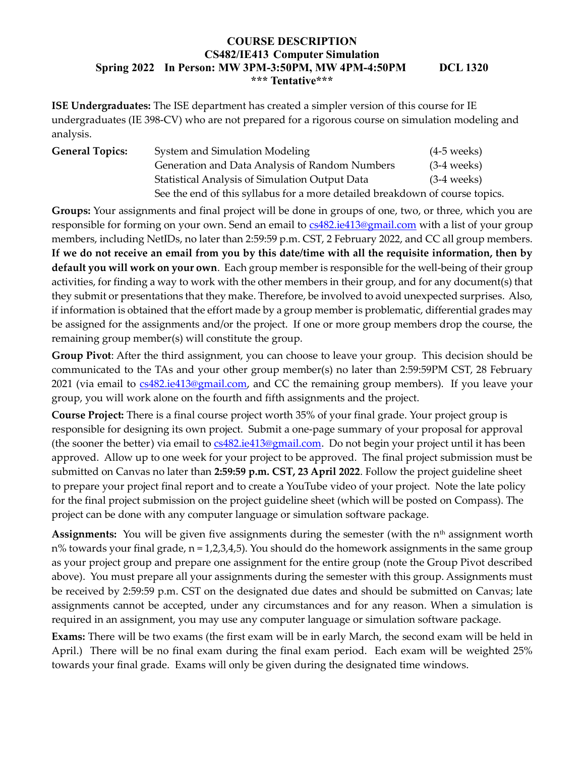# COURSE DESCRIPTION
## CS482/IE413 Computer Simulation
### Spring 2022 In Person: MW 3PM-3:50PM, MW 4PM-4:50PM DCL 1320
### *** Tentative***

**ISE Undergraduates:** The ISE department has created a simpler version of this course for IE undergraduates (IE 398-CV) who are not prepared for a rigorous course on simulation modeling and analysis.

**General Topics:**

| | | |
|---|---|---|
| System and Simulation Modeling | (4-5 weeks) |
| Generation and Data Analysis of Random Numbers | (3-4 weeks) |
| Statistical Analysis of Simulation Output Data | (3-4 weeks) |

See the end of this syllabus for a more detailed breakdown of course topics.

**Groups:** Your assignments and final project will be done in groups of one, two, or three, which you are responsible for forming on your own. Send an email to cs482.ie413@gmail.com with a list of your group members, including NetIDs, no later than 2:59:59 p.m. CST, 2 February 2022, and CC all group members. **If we do not receive an email from you by this date/time with all the requisite information, then by default you will work on your own**. Each group member is responsible for the well-being of their group activities, for finding a way to work with the other members in their group, and for any document(s) that they submit or presentations that they make. Therefore, be involved to avoid unexpected surprises. Also, if information is obtained that the effort made by a group member is problematic, differential grades may be assigned for the assignments and/or the project. If one or more group members drop the course, the remaining group member(s) will constitute the group.

**Group Pivot**: After the third assignment, you can choose to leave your group. This decision should be communicated to the TAs and your other group member(s) no later than 2:59:59PM CST, 28 February 2021 (via email to cs482.ie413@gmail.com, and CC the remaining group members). If you leave your group, you will work alone on the fourth and fifth assignments and the project.

**Course Project:** There is a final course project worth 35% of your final grade. Your project group is responsible for designing its own project. Submit a one-page summary of your proposal for approval (the sooner the better) via email to cs482.ie413@gmail.com. Do not begin your project until it has been approved. Allow up to one week for your project to be approved. The final project submission must be submitted on Canvas no later than **2:59:59 p.m. CST, 23 April 2022**. Follow the project guideline sheet to prepare your project final report and to create a YouTube video of your project. Note the late policy for the final project submission on the project guideline sheet (which will be posted on Compass). The project can be done with any computer language or simulation software package.

**Assignments:** You will be given five assignments during the semester (with the $n^{th}$ assignment worth $n$% towards your final grade, $n = 1,2,3,4,5$). You should do the homework assignments in the same group as your project group and prepare one assignment for the entire group (note the Group Pivot described above). You must prepare all your assignments during the semester with this group. Assignments must be received by 2:59:59 p.m. CST on the designated due dates and should be submitted on Canvas; late assignments cannot be accepted, under any circumstances and for any reason. When a simulation is required in an assignment, you may use any computer language or simulation software package.

**Exams:** There will be two exams (the first exam will be in early March, the second exam will be held in April.) There will be no final exam during the final exam period. Each exam will be weighted 25% towards your final grade. Exams will only be given during the designated time windows.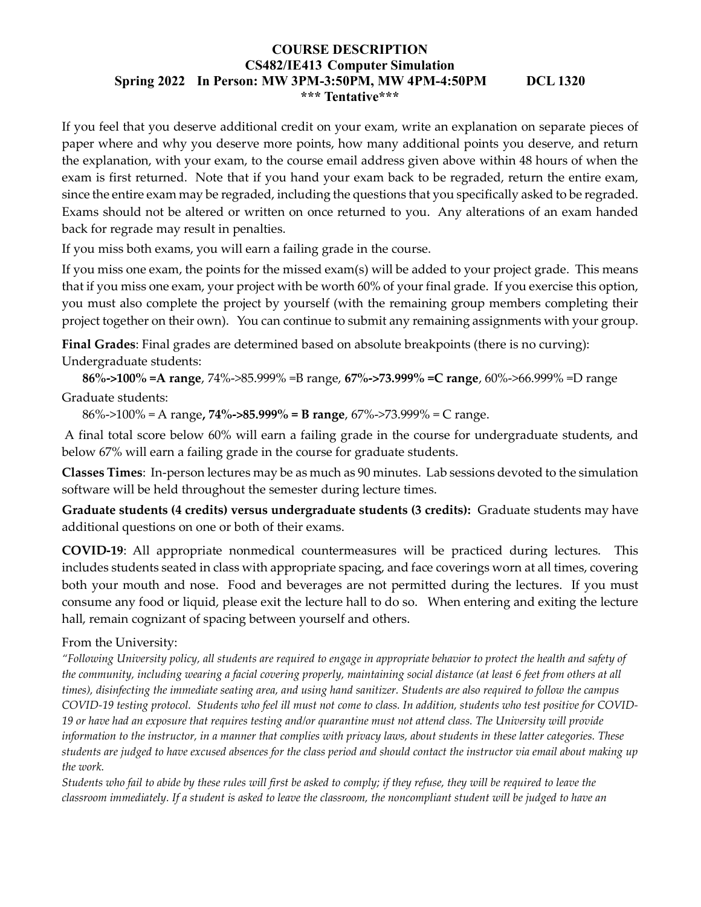**COURSE DESCRIPTION**
**CS482/IE413 Computer Simulation**
**Spring 2022 In Person: MW 3PM-3:50PM, MW 4PM-4:50PM DCL 1320**
**\*\*\* Tentative\*\*\***

If you feel that you deserve additional credit on your exam, write an explanation on separate pieces of paper where and why you deserve more points, how many additional points you deserve, and return the explanation, with your exam, to the course email address given above within 48 hours of when the exam is first returned. Note that if you hand your exam back to be regraded, return the entire exam, since the entire exam may be regraded, including the questions that you specifically asked to be regraded. Exams should not be altered or written on once returned to you. Any alterations of an exam handed back for regrade may result in penalties.

If you miss both exams, you will earn a failing grade in the course.

If you miss one exam, the points for the missed exam(s) will be added to your project grade. This means that if you miss one exam, your project with be worth 60% of your final grade. If you exercise this option, you must also complete the project by yourself (with the remaining group members completing their project together on their own). You can continue to submit any remaining assignments with your group.

**Final Grades**: Final grades are determined based on absolute breakpoints (there is no curving):
Undergraduate students:

**86%->100% =A range**, 74%->85.999% =B range, **67%->73.999% =C range**, 60%->66.999% =D range

Graduate students:

86%->100% = A range**, 74%->85.999% = B range**, 67%->73.999% = C range.

A final total score below 60% will earn a failing grade in the course for undergraduate students, and below 67% will earn a failing grade in the course for graduate students.

**Classes Times**: In-person lectures may be as much as 90 minutes. Lab sessions devoted to the simulation software will be held throughout the semester during lecture times.

**Graduate students (4 credits) versus undergraduate students (3 credits):** Graduate students may have additional questions on one or both of their exams.

**COVID-19**: All appropriate nonmedical countermeasures will be practiced during lectures. This includes students seated in class with appropriate spacing, and face coverings worn at all times, covering both your mouth and nose. Food and beverages are not permitted during the lectures. If you must consume any food or liquid, please exit the lecture hall to do so. When entering and exiting the lecture hall, remain cognizant of spacing between yourself and others.

From the University:

*"Following University policy, all students are required to engage in appropriate behavior to protect the health and safety of the community, including wearing a facial covering properly, maintaining social distance (at least 6 feet from others at all times), disinfecting the immediate seating area, and using hand sanitizer. Students are also required to follow the campus COVID-19 testing protocol. Students who feel ill must not come to class. In addition, students who test positive for COVID-19 or have had an exposure that requires testing and/or quarantine must not attend class. The University will provide information to the instructor, in a manner that complies with privacy laws, about students in these latter categories. These students are judged to have excused absences for the class period and should contact the instructor via email about making up the work.*

*Students who fail to abide by these rules will first be asked to comply; if they refuse, they will be required to leave the classroom immediately. If a student is asked to leave the classroom, the noncompliant student will be judged to have an*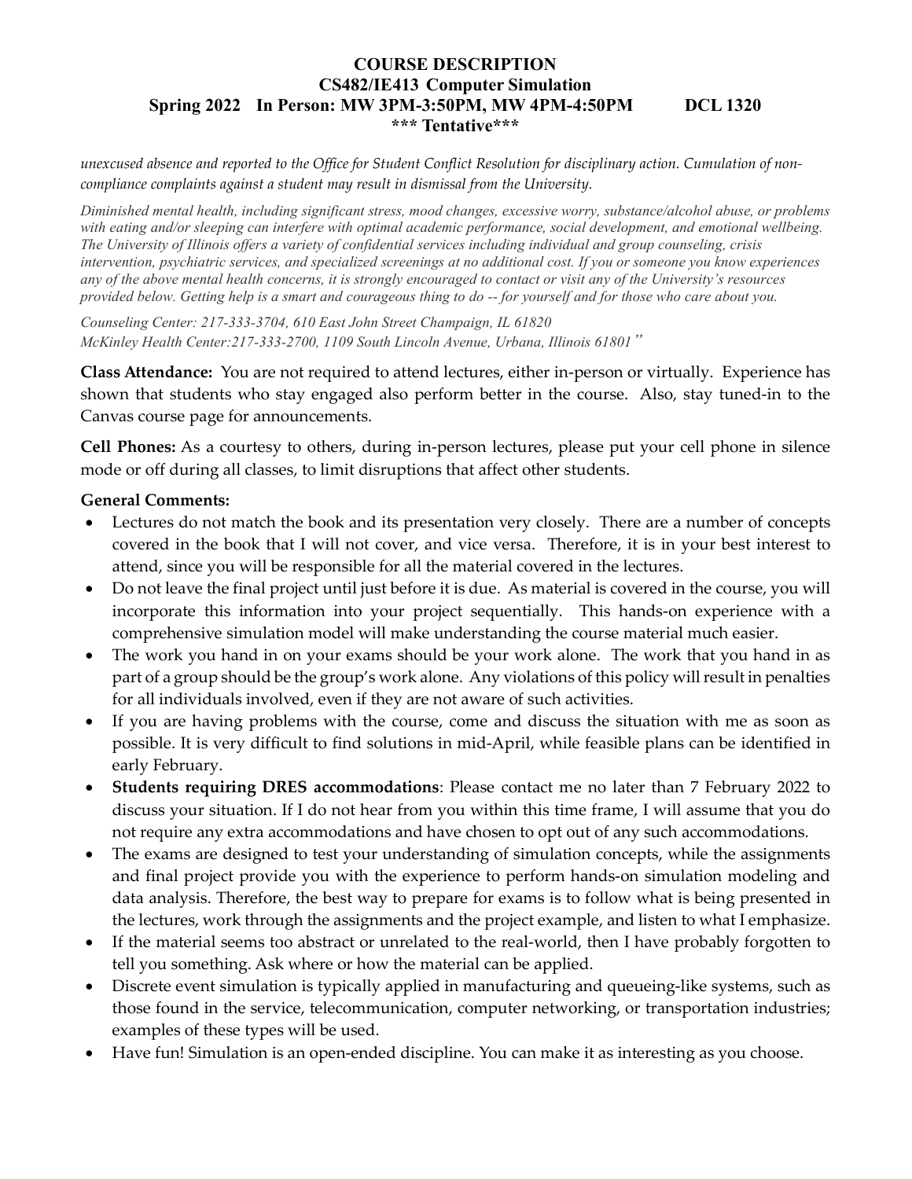*unexcused absence and reported to the Office for Student Conflict Resolution for disciplinary action. Cumulation of non-compliance complaints against a student may result in dismissal from the University.*

*Diminished mental health, including significant stress, mood changes, excessive worry, substance/alcohol abuse, or problems with eating and/or sleeping can interfere with optimal academic performance, social development, and emotional wellbeing. The University of Illinois offers a variety of confidential services including individual and group counseling, crisis intervention, psychiatric services, and specialized screenings at no additional cost. If you or someone you know experiences any of the above mental health concerns, it is strongly encouraged to contact or visit any of the University's resources provided below. Getting help is a smart and courageous thing to do -- for yourself and for those who care about you.*

*Counseling Center: 217-333-3704, 610 East John Street Champaign, IL 61820*
*McKinley Health Center:217-333-2700, 1109 South Lincoln Avenue, Urbana, Illinois 61801"*

**Class Attendance:** You are not required to attend lectures, either in-person or virtually. Experience has shown that students who stay engaged also perform better in the course. Also, stay tuned-in to the Canvas course page for announcements.

**Cell Phones:** As a courtesy to others, during in-person lectures, please put your cell phone in silence mode or off during all classes, to limit disruptions that affect other students.

**General Comments:**

- Lectures do not match the book and its presentation very closely. There are a number of concepts covered in the book that I will not cover, and vice versa. Therefore, it is in your best interest to attend, since you will be responsible for all the material covered in the lectures.
- Do not leave the final project until just before it is due. As material is covered in the course, you will incorporate this information into your project sequentially. This hands-on experience with a comprehensive simulation model will make understanding the course material much easier.
- The work you hand in on your exams should be your work alone. The work that you hand in as part of a group should be the group's work alone. Any violations of this policy will result in penalties for all individuals involved, even if they are not aware of such activities.
- If you are having problems with the course, come and discuss the situation with me as soon as possible. It is very difficult to find solutions in mid-April, while feasible plans can be identified in early February.
- **Students requiring DRES accommodations**: Please contact me no later than 7 February 2022 to discuss your situation. If I do not hear from you within this time frame, I will assume that you do not require any extra accommodations and have chosen to opt out of any such accommodations.
- The exams are designed to test your understanding of simulation concepts, while the assignments and final project provide you with the experience to perform hands-on simulation modeling and data analysis. Therefore, the best way to prepare for exams is to follow what is being presented in the lectures, work through the assignments and the project example, and listen to what I emphasize.
- If the material seems too abstract or unrelated to the real-world, then I have probably forgotten to tell you something. Ask where or how the material can be applied.
- Discrete event simulation is typically applied in manufacturing and queueing-like systems, such as those found in the service, telecommunication, computer networking, or transportation industries; examples of these types will be used.
- Have fun! Simulation is an open-ended discipline. You can make it as interesting as you choose.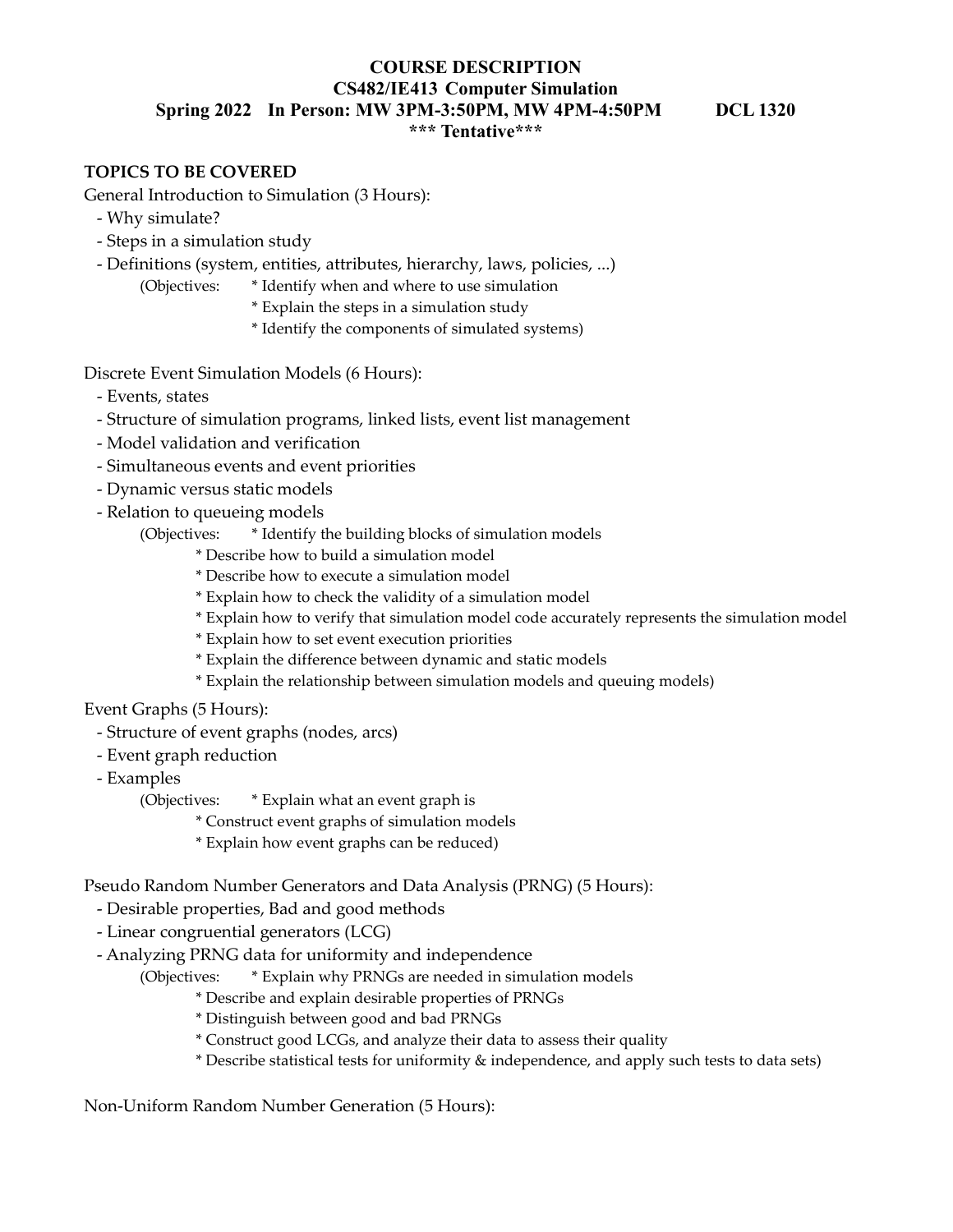# COURSE DESCRIPTION
## CS482/IE413 Computer Simulation
### Spring 2022 In Person: MW 3PM-3:50PM, MW 4PM-4:50PM DCL 1320
### *** Tentative***

**TOPICS TO BE COVERED**

General Introduction to Simulation (3 Hours):

- Why simulate?
- Steps in a simulation study
- Definitions (system, entities, attributes, hierarchy, laws, policies, ...)

(Objectives: * Identify when and where to use simulation
* Explain the steps in a simulation study
* Identify the components of simulated systems)

Discrete Event Simulation Models (6 Hours):

- Events, states
- Structure of simulation programs, linked lists, event list management
- Model validation and verification
- Simultaneous events and event priorities
- Dynamic versus static models
- Relation to queueing models

(Objectives: * Identify the building blocks of simulation models
* Describe how to build a simulation model
* Describe how to execute a simulation model
* Explain how to check the validity of a simulation model
* Explain how to verify that simulation model code accurately represents the simulation model
* Explain how to set event execution priorities
* Explain the difference between dynamic and static models
* Explain the relationship between simulation models and queuing models)

Event Graphs (5 Hours):

- Structure of event graphs (nodes, arcs)
- Event graph reduction
- Examples

(Objectives: * Explain what an event graph is
* Construct event graphs of simulation models
* Explain how event graphs can be reduced)

Pseudo Random Number Generators and Data Analysis (PRNG) (5 Hours):

- Desirable properties, Bad and good methods
- Linear congruential generators (LCG)
- Analyzing PRNG data for uniformity and independence

(Objectives: * Explain why PRNGs are needed in simulation models
* Describe and explain desirable properties of PRNGs
* Distinguish between good and bad PRNGs
* Construct good LCGs, and analyze their data to assess their quality
* Describe statistical tests for uniformity & independence, and apply such tests to data sets)

Non-Uniform Random Number Generation (5 Hours):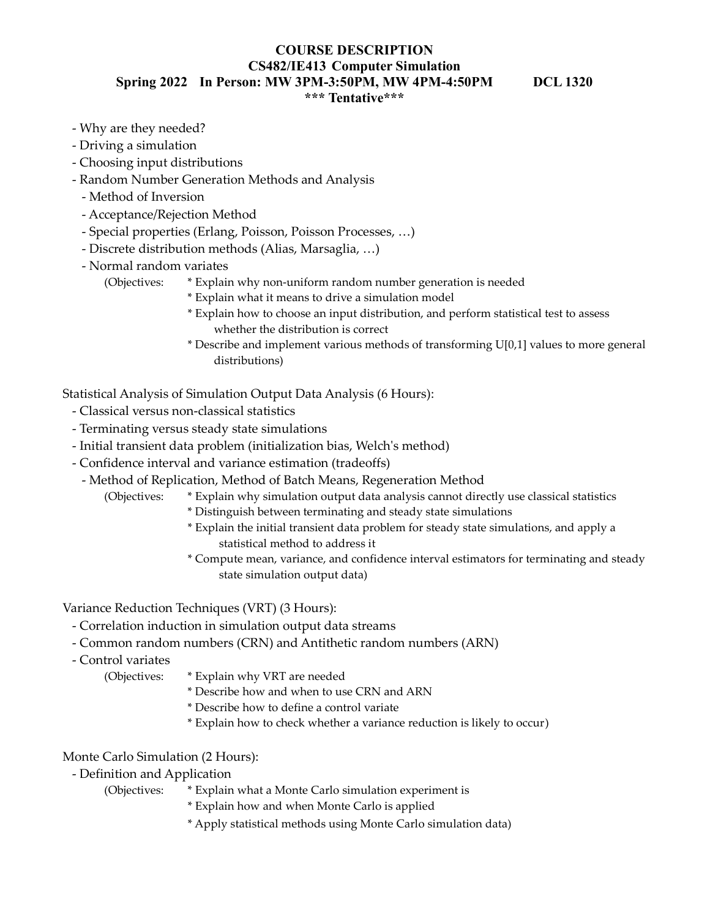**COURSE DESCRIPTION**
**CS482/IE413 Computer Simulation**
**Spring 2022 In Person: MW 3PM-3:50PM, MW 4PM-4:50PM DCL 1320**
**\*\*\* Tentative\*\*\***

- Why are they needed?
- Driving a simulation
- Choosing input distributions
- Random Number Generation Methods and Analysis
  - Method of Inversion
  - Acceptance/Rejection Method
  - Special properties (Erlang, Poisson, Poisson Processes, …)
  - Discrete distribution methods (Alias, Marsaglia, …)
  - Normal random variates

(Objectives:
* Explain why non-uniform random number generation is needed
* Explain what it means to drive a simulation model
* Explain how to choose an input distribution, and perform statistical test to assess whether the distribution is correct
* Describe and implement various methods of transforming U[0,1] values to more general distributions)

Statistical Analysis of Simulation Output Data Analysis (6 Hours):

- Classical versus non-classical statistics
- Terminating versus steady state simulations
- Initial transient data problem (initialization bias, Welch's method)
- Confidence interval and variance estimation (tradeoffs)
  - Method of Replication, Method of Batch Means, Regeneration Method

(Objectives:
* Explain why simulation output data analysis cannot directly use classical statistics
* Distinguish between terminating and steady state simulations
* Explain the initial transient data problem for steady state simulations, and apply a statistical method to address it
* Compute mean, variance, and confidence interval estimators for terminating and steady state simulation output data)

Variance Reduction Techniques (VRT) (3 Hours):

- Correlation induction in simulation output data streams
- Common random numbers (CRN) and Antithetic random numbers (ARN)
- Control variates

(Objectives:
* Explain why VRT are needed
* Describe how and when to use CRN and ARN
* Describe how to define a control variate
* Explain how to check whether a variance reduction is likely to occur)

Monte Carlo Simulation (2 Hours):

- Definition and Application

(Objectives:
* Explain what a Monte Carlo simulation experiment is
* Explain how and when Monte Carlo is applied
* Apply statistical methods using Monte Carlo simulation data)